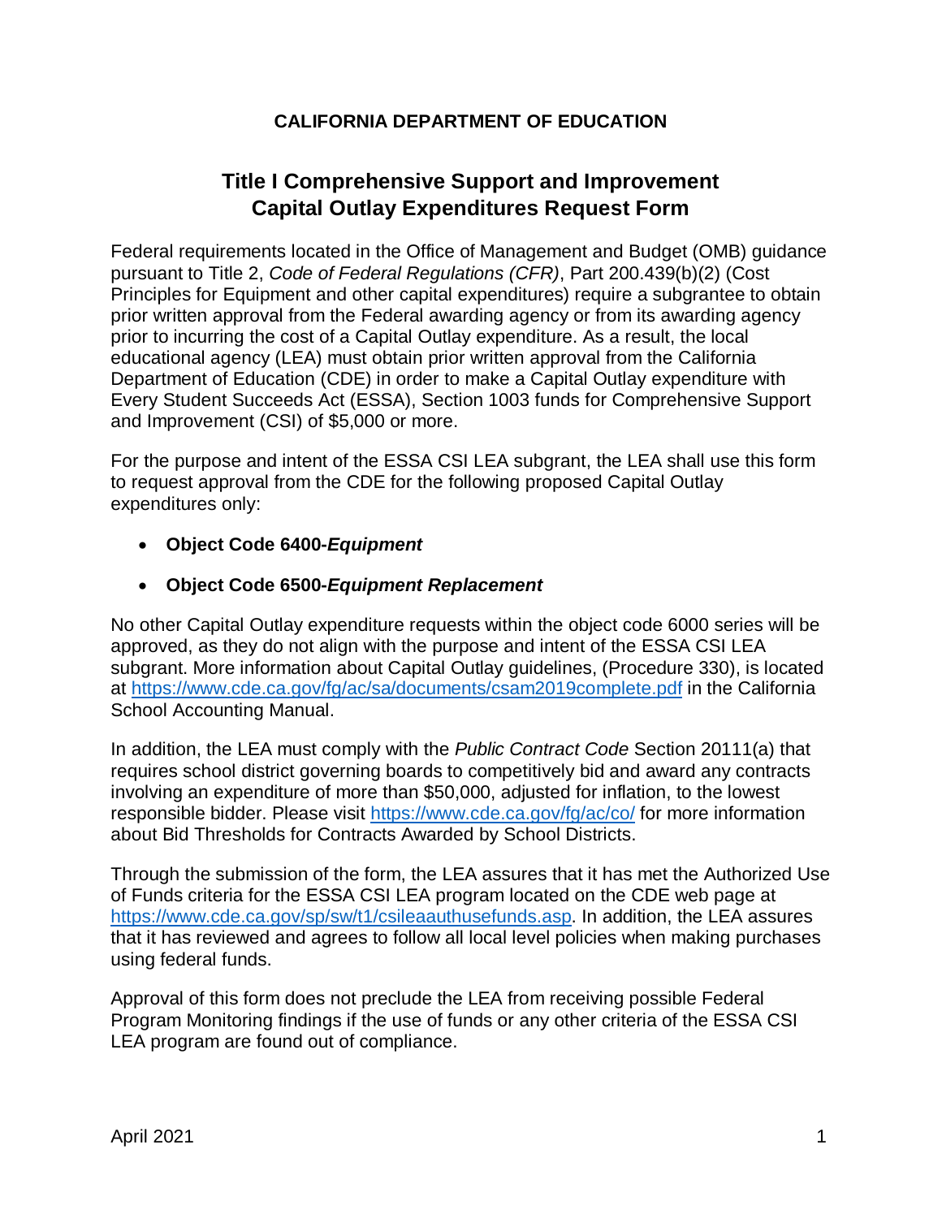**CALIFORNIA DEPARTMENT OF EDUCATION**

# Title I Comprehensive Support and Improvement Capital Outlay Expenditures Request Form

Federal requirements located in the Office of Management and Budget (OMB) guidance pursuant to Title 2, *Code of Federal Regulations (CFR)*, Part 200.439(b)(2) (Cost Principles for Equipment and other capital expenditures) require a subgrantee to obtain prior written approval from the Federal awarding agency or from its awarding agency prior to incurring the cost of a Capital Outlay expenditure. As a result, the local educational agency (LEA) must obtain prior written approval from the California Department of Education (CDE) in order to make a Capital Outlay expenditure with Every Student Succeeds Act (ESSA), Section 1003 funds for Comprehensive Support and Improvement (CSI) of $5,000 or more.

For the purpose and intent of the ESSA CSI LEA subgrant, the LEA shall use this form to request approval from the CDE for the following proposed Capital Outlay expenditures only:

- **Object Code 6400-*Equipment***
- **Object Code 6500-*Equipment Replacement***

No other Capital Outlay expenditure requests within the object code 6000 series will be approved, as they do not align with the purpose and intent of the ESSA CSI LEA subgrant. More information about Capital Outlay guidelines, (Procedure 330), is located at [https://www.cde.ca.gov/fg/ac/sa/documents/csam2019complete.pdf](https://www.cde.ca.gov/fg/ac/sa/documents/csam2019complete.pdf) in the California School Accounting Manual.

In addition, the LEA must comply with the *Public Contract Code* Section 20111(a) that requires school district governing boards to competitively bid and award any contracts involving an expenditure of more than $50,000, adjusted for inflation, to the lowest responsible bidder. Please visit [https://www.cde.ca.gov/fg/ac/co/](https://www.cde.ca.gov/fg/ac/co/) for more information about Bid Thresholds for Contracts Awarded by School Districts.

Through the submission of the form, the LEA assures that it has met the Authorized Use of Funds criteria for the ESSA CSI LEA program located on the CDE web page at [https://www.cde.ca.gov/sp/sw/t1/csileaauthusefunds.asp](https://www.cde.ca.gov/sp/sw/t1/csileaauthusefunds.asp). In addition, the LEA assures that it has reviewed and agrees to follow all local level policies when making purchases using federal funds.

Approval of this form does not preclude the LEA from receiving possible Federal Program Monitoring findings if the use of funds or any other criteria of the ESSA CSI LEA program are found out of compliance.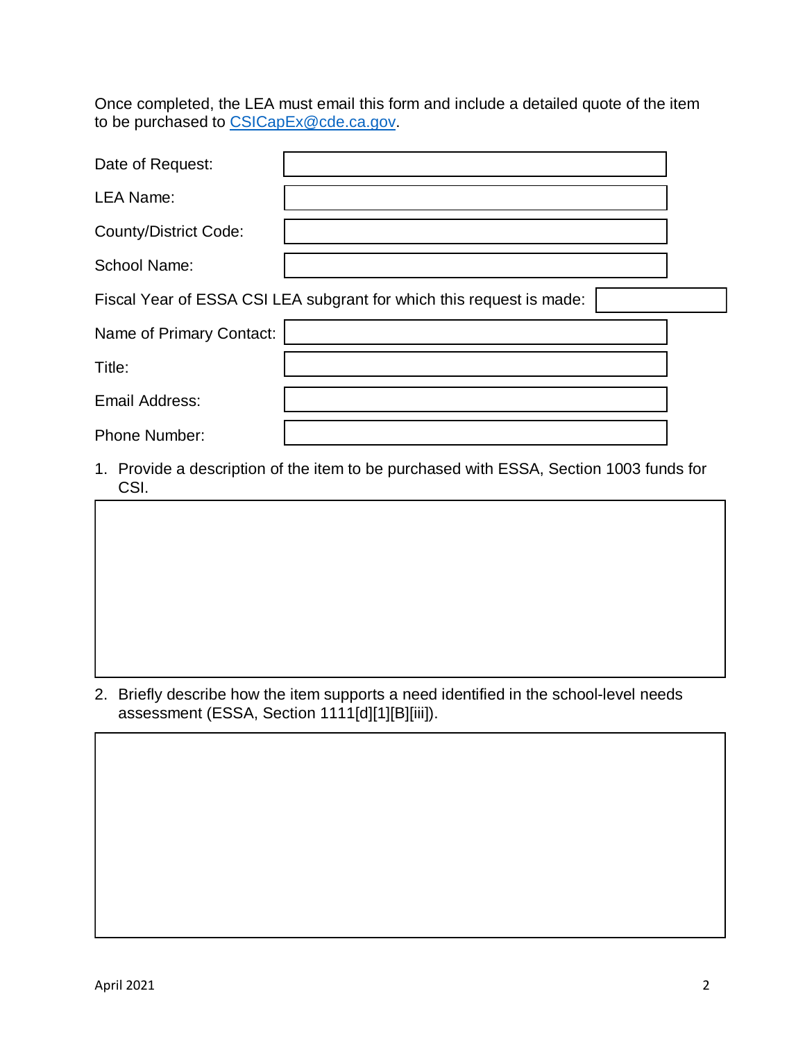Once completed, the LEA must email this form and include a detailed quote of the item to be purchased to CSICapEx@cde.ca.gov.

| | |
|---|---|
| Date of Request: | |
| LEA Name: | |
| County/District Code: | |
| School Name: | |
| Fiscal Year of ESSA CSI LEA subgrant for which this request is made: | |
| Name of Primary Contact: | |
| Title: | |
| Email Address: | |
| Phone Number: | |

1. Provide a description of the item to be purchased with ESSA, Section 1003 funds for CSI.

2. Briefly describe how the item supports a need identified in the school-level needs assessment (ESSA, Section 1111[d][1][B][iii]).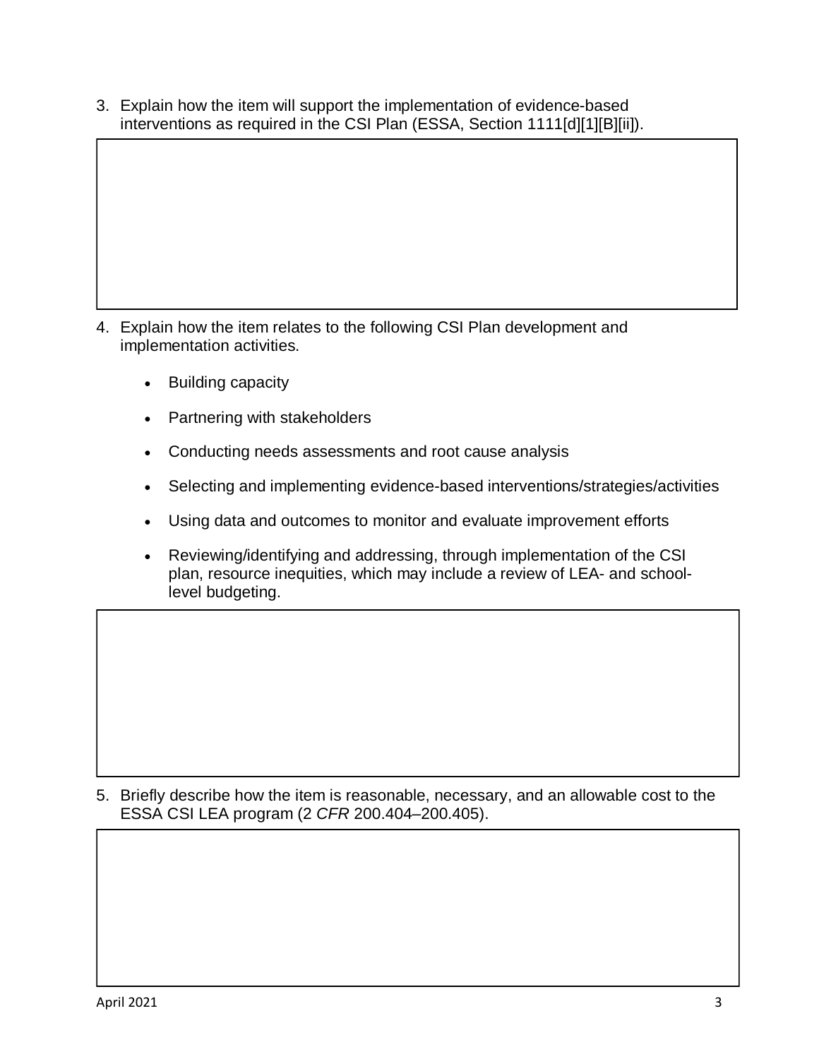3. Explain how the item will support the implementation of evidence-based interventions as required in the CSI Plan (ESSA, Section 1111[d][1][B][ii]).

4. Explain how the item relates to the following CSI Plan development and implementation activities.

   - Building capacity
   - Partnering with stakeholders
   - Conducting needs assessments and root cause analysis
   - Selecting and implementing evidence-based interventions/strategies/activities
   - Using data and outcomes to monitor and evaluate improvement efforts
   - Reviewing/identifying and addressing, through implementation of the CSI plan, resource inequities, which may include a review of LEA- and school-level budgeting.

5. Briefly describe how the item is reasonable, necessary, and an allowable cost to the ESSA CSI LEA program (2 *CFR* 200.404–200.405).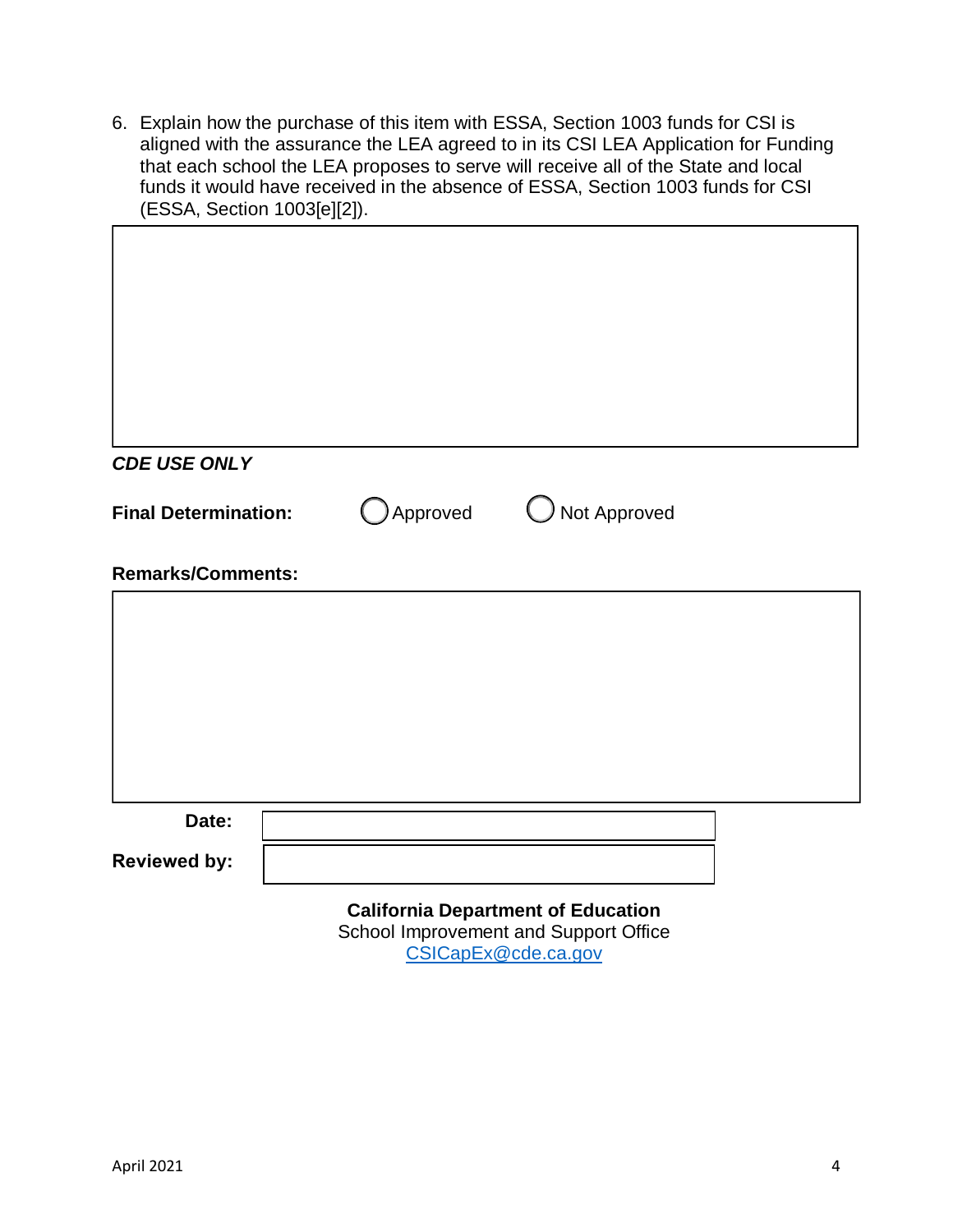6. Explain how the purchase of this item with ESSA, Section 1003 funds for CSI is aligned with the assurance the LEA agreed to in its CSI LEA Application for Funding that each school the LEA proposes to serve will receive all of the State and local funds it would have received in the absence of ESSA, Section 1003 funds for CSI (ESSA, Section 1003[e][2]).

***CDE USE ONLY***

**Final Determination:** ◯ Approved ◯ Not Approved

**Remarks/Comments:**

**Date:**

**Reviewed by:**

**California Department of Education**
School Improvement and Support Office
CSICapEx@cde.ca.gov

April 2021